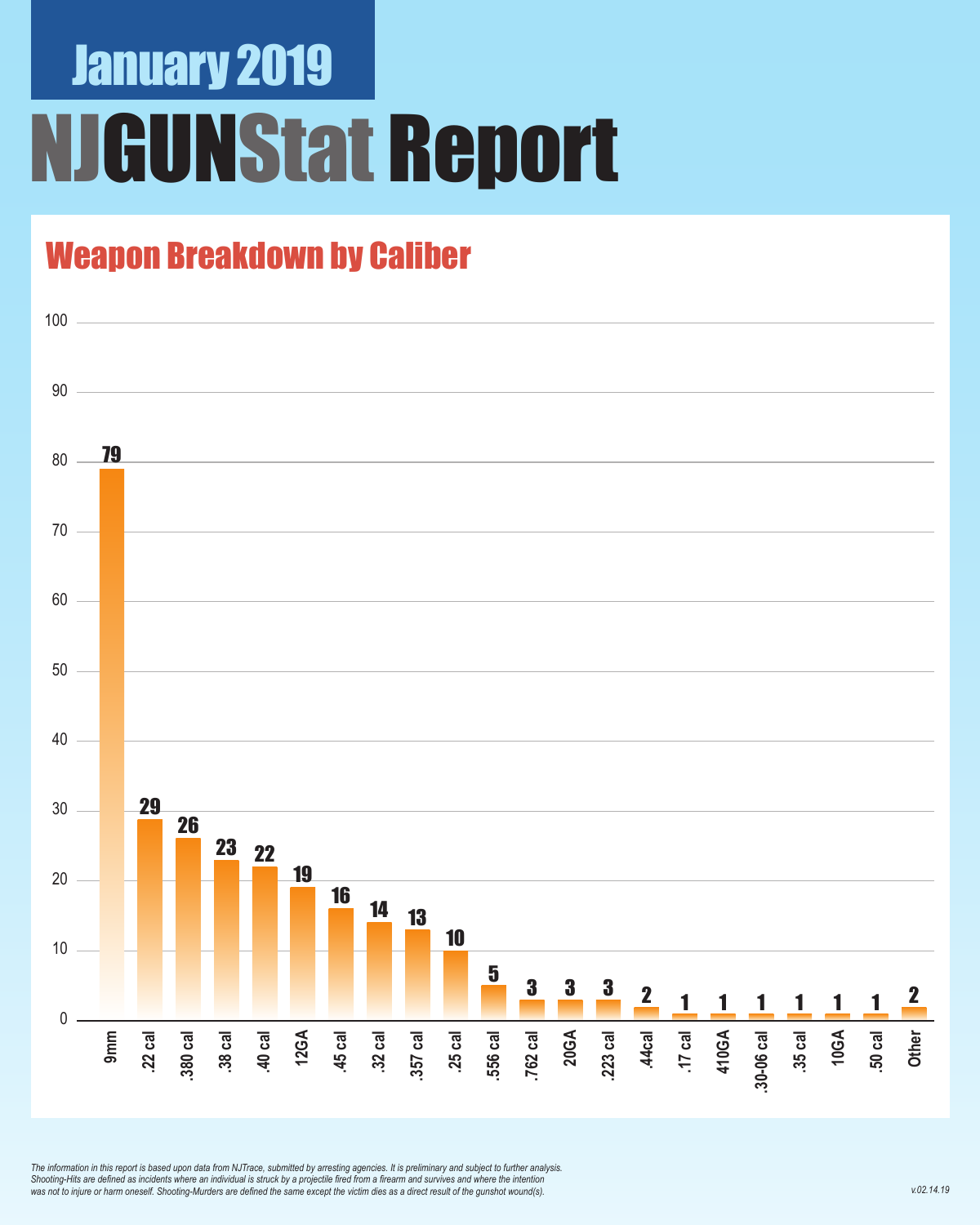# January 2019

# NJGUNStat Report

## Weapon Breakdown by Caliber

| Caliber | Count |
|---|---|
| 9mm | 79 |
| .22 cal | 29 |
| .380 cal | 26 |
| .38 cal | 23 |
| .40 cal | 22 |
| 12GA | 19 |
| .45 cal | 16 |
| .32 cal | 14 |
| .357 cal | 13 |
| .25 cal | 10 |
| .556 cal | 5 |
| .762 cal | 3 |
| 20GA | 3 |
| .223 cal | 3 |
| .44cal | 2 |
| .17 cal | 1 |
| 410GA | 1 |
| .30-06 cal | 1 |
| .35 cal | 1 |
| 10GA | 1 |
| .50 cal | 1 |
| Other | 2 |

*The information in this report is based upon data from NJTrace, submitted by arresting agencies. It is preliminary and subject to further analysis. Shooting-Hits are defined as incidents where an individual is struck by a projectile fired from a firearm and survives and where the intention was not to injure or harm oneself. Shooting-Murders are defined the same except the victim dies as a direct result of the gunshot wound(s).*

*v.02.14.19*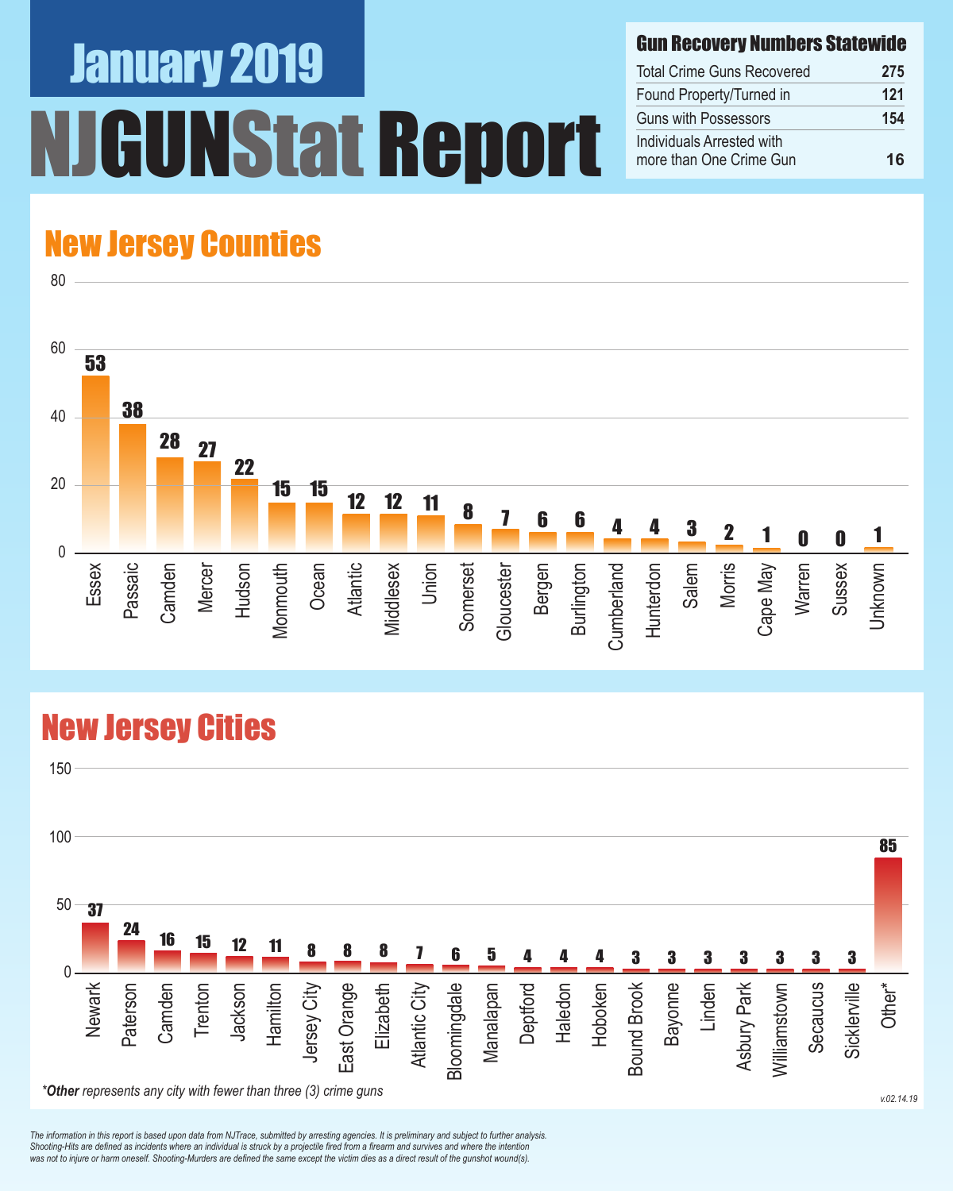# January 2019

# NJGUNStat Report

## Gun Recovery Numbers Statewide

| | |
|---|---|
| Total Crime Guns Recovered | 275 |
| Found Property/Turned in | 121 |
| Guns with Possessors | 154 |
| Individuals Arrested with more than One Crime Gun | 16 |

## New Jersey Counties

| County | Guns |
|---|---|
| Essex | 53 |
| Passaic | 38 |
| Camden | 28 |
| Mercer | 27 |
| Hudson | 22 |
| Monmouth | 15 |
| Ocean | 15 |
| Atlantic | 12 |
| Middlesex | 12 |
| Union | 11 |
| Somerset | 8 |
| Gloucester | 7 |
| Bergen | 6 |
| Burlington | 6 |
| Cumberland | 4 |
| Hunterdon | 4 |
| Salem | 3 |
| Morris | 2 |
| Cape May | 1 |
| Warren | 0 |
| Sussex | 0 |
| Unknown | 1 |

## New Jersey Cities

| City | Guns |
|---|---|
| Newark | 37 |
| Paterson | 24 |
| Camden | 16 |
| Trenton | 15 |
| Jackson | 12 |
| Hamilton | 11 |
| Jersey City | 8 |
| East Orange | 8 |
| Elizabeth | 8 |
| Atlantic City | 7 |
| Bloomingdale | 6 |
| Manalapan | 5 |
| Deptford | 4 |
| Haledon | 4 |
| Hoboken | 4 |
| Bound Brook | 3 |
| Bayonne | 3 |
| Linden | 3 |
| Asbury Park | 3 |
| Williamstown | 3 |
| Secaucus | 3 |
| Sicklerville | 3 |
| Other* | 85 |

***Other** represents any city with fewer than three (3) crime guns*

v.02.14.19

*The information in this report is based upon data from NJTrace, submitted by arresting agencies. It is preliminary and subject to further analysis. Shooting-Hits are defined as incidents where an individual is struck by a projectile fired from a firearm and survives and where the intention was not to injure or harm oneself. Shooting-Murders are defined the same except the victim dies as a direct result of the gunshot wound(s).*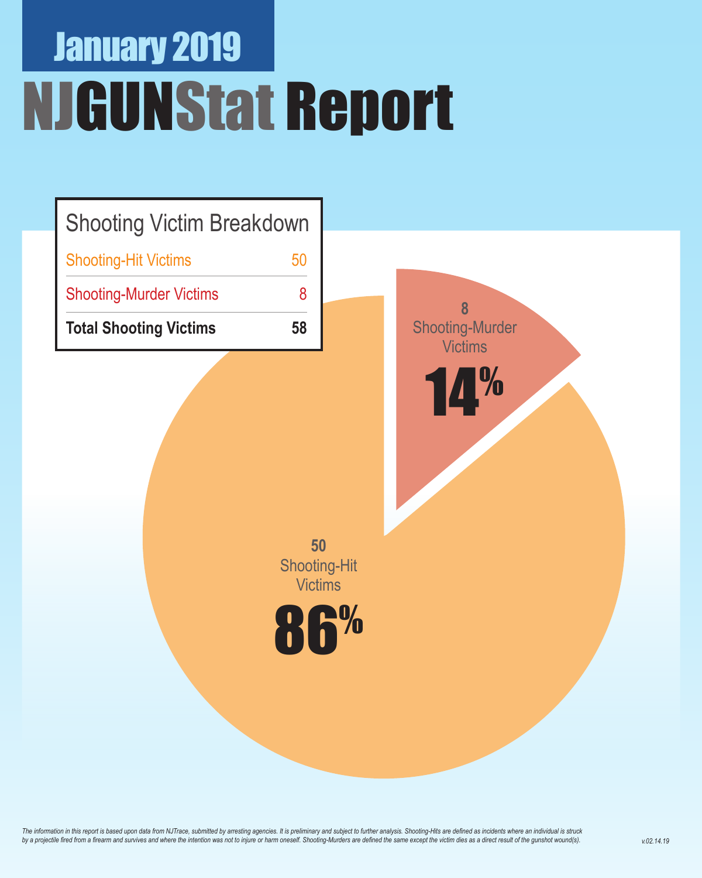# January 2019

# NJGUNStat Report

## Shooting Victim Breakdown

| | |
|---|---|
| Shooting-Hit Victims | 50 |
| Shooting-Murder Victims | 8 |
| **Total Shooting Victims** | **58** |

8
Shooting-Murder Victims
14%

50
Shooting-Hit Victims
86%

*The information in this report is based upon data from NJTrace, submitted by arresting agencies. It is preliminary and subject to further analysis. Shooting-Hits are defined as incidents where an individual is struck by a projectile fired from a firearm and survives and where the intention was not to injure or harm oneself. Shooting-Murders are defined the same except the victim dies as a direct result of the gunshot wound(s).*

*v.02.14.19*